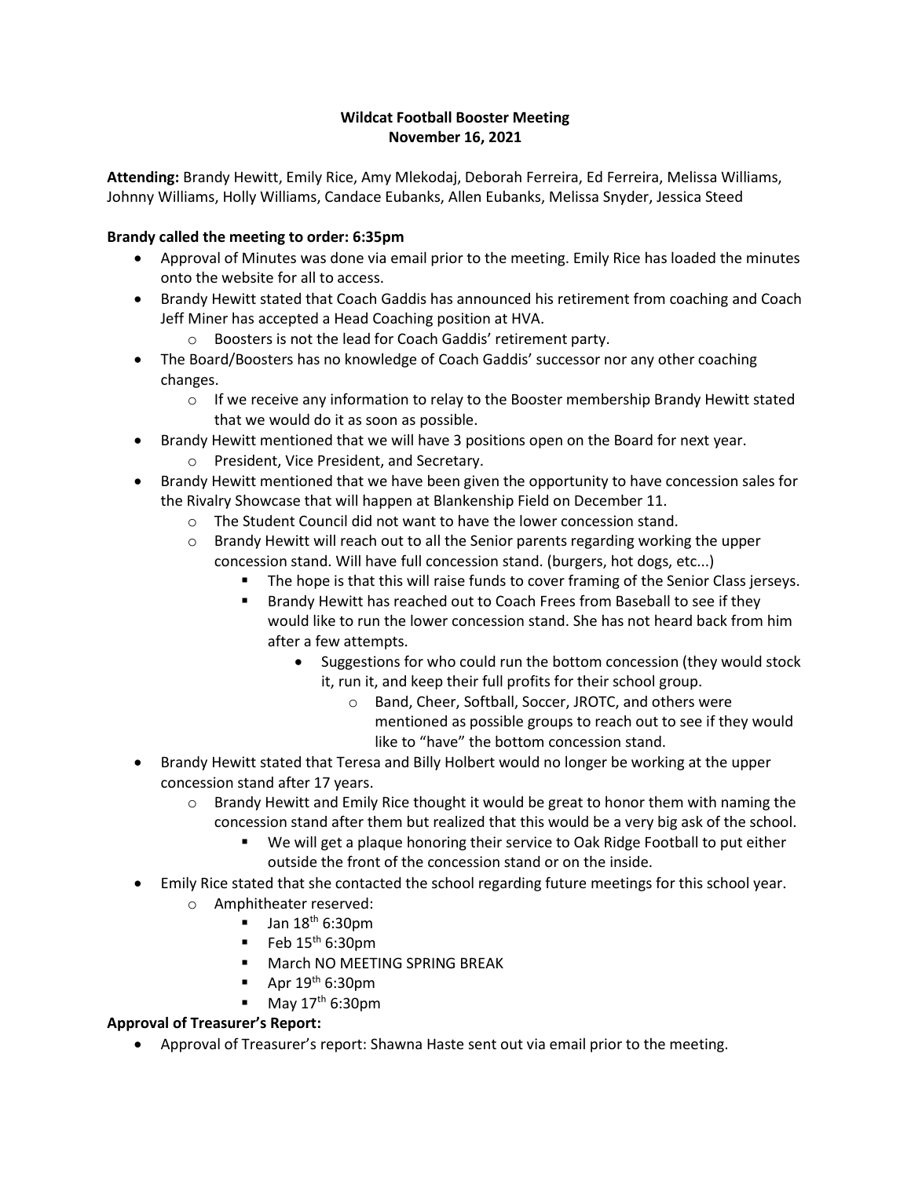**Wildcat Football Booster Meeting**
**November 16, 2021**

**Attending:** Brandy Hewitt, Emily Rice, Amy Mlekodaj, Deborah Ferreira, Ed Ferreira, Melissa Williams, Johnny Williams, Holly Williams, Candace Eubanks, Allen Eubanks, Melissa Snyder, Jessica Steed

**Brandy called the meeting to order: 6:35pm**

- Approval of Minutes was done via email prior to the meeting. Emily Rice has loaded the minutes onto the website for all to access.
- Brandy Hewitt stated that Coach Gaddis has announced his retirement from coaching and Coach Jeff Miner has accepted a Head Coaching position at HVA.
    - Boosters is not the lead for Coach Gaddis' retirement party.
- The Board/Boosters has no knowledge of Coach Gaddis' successor nor any other coaching changes.
    - If we receive any information to relay to the Booster membership Brandy Hewitt stated that we would do it as soon as possible.
- Brandy Hewitt mentioned that we will have 3 positions open on the Board for next year.
    - President, Vice President, and Secretary.
- Brandy Hewitt mentioned that we have been given the opportunity to have concession sales for the Rivalry Showcase that will happen at Blankenship Field on December 11.
    - The Student Council did not want to have the lower concession stand.
    - Brandy Hewitt will reach out to all the Senior parents regarding working the upper concession stand. Will have full concession stand. (burgers, hot dogs, etc...)
        - The hope is that this will raise funds to cover framing of the Senior Class jerseys.
        - Brandy Hewitt has reached out to Coach Frees from Baseball to see if they would like to run the lower concession stand. She has not heard back from him after a few attempts.
            - Suggestions for who could run the bottom concession (they would stock it, run it, and keep their full profits for their school group.
                - Band, Cheer, Softball, Soccer, JROTC, and others were mentioned as possible groups to reach out to see if they would like to "have" the bottom concession stand.
- Brandy Hewitt stated that Teresa and Billy Holbert would no longer be working at the upper concession stand after 17 years.
    - Brandy Hewitt and Emily Rice thought it would be great to honor them with naming the concession stand after them but realized that this would be a very big ask of the school.
        - We will get a plaque honoring their service to Oak Ridge Football to put either outside the front of the concession stand or on the inside.
- Emily Rice stated that she contacted the school regarding future meetings for this school year.
    - Amphitheater reserved:
        - Jan 18th 6:30pm
        - Feb 15th 6:30pm
        - March NO MEETING SPRING BREAK
        - Apr 19th 6:30pm
        - May 17th 6:30pm

**Approval of Treasurer's Report:**

- Approval of Treasurer's report: Shawna Haste sent out via email prior to the meeting.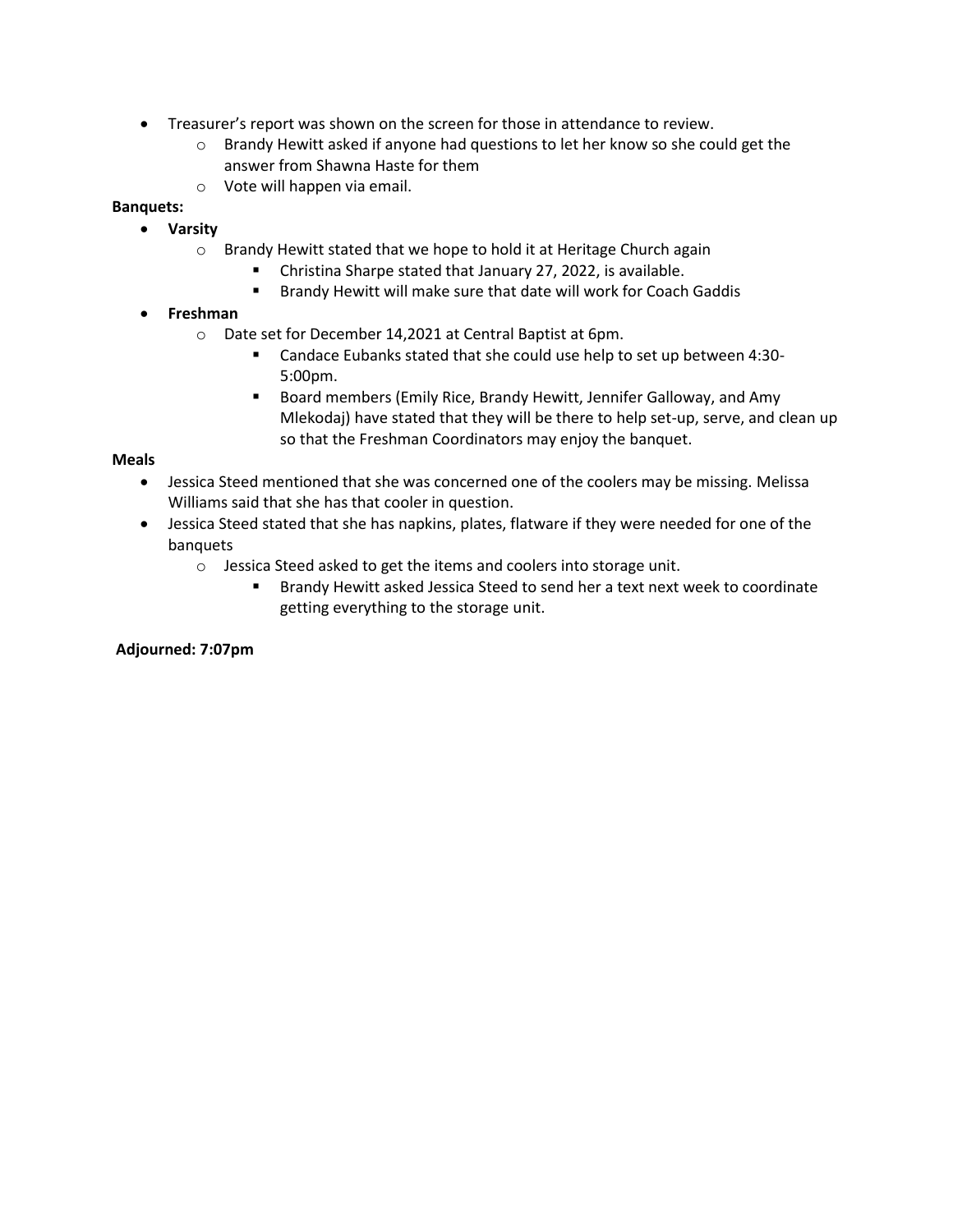- Treasurer's report was shown on the screen for those in attendance to review.
  - Brandy Hewitt asked if anyone had questions to let her know so she could get the answer from Shawna Haste for them
  - Vote will happen via email.

**Banquets:**

- **Varsity**
  - Brandy Hewitt stated that we hope to hold it at Heritage Church again
    - Christina Sharpe stated that January 27, 2022, is available.
    - Brandy Hewitt will make sure that date will work for Coach Gaddis
- **Freshman**
  - Date set for December 14,2021 at Central Baptist at 6pm.
    - Candace Eubanks stated that she could use help to set up between 4:30-5:00pm.
    - Board members (Emily Rice, Brandy Hewitt, Jennifer Galloway, and Amy Mlekodaj) have stated that they will be there to help set-up, serve, and clean up so that the Freshman Coordinators may enjoy the banquet.

**Meals**

- Jessica Steed mentioned that she was concerned one of the coolers may be missing. Melissa Williams said that she has that cooler in question.
- Jessica Steed stated that she has napkins, plates, flatware if they were needed for one of the banquets
  - Jessica Steed asked to get the items and coolers into storage unit.
    - Brandy Hewitt asked Jessica Steed to send her a text next week to coordinate getting everything to the storage unit.

**Adjourned: 7:07pm**